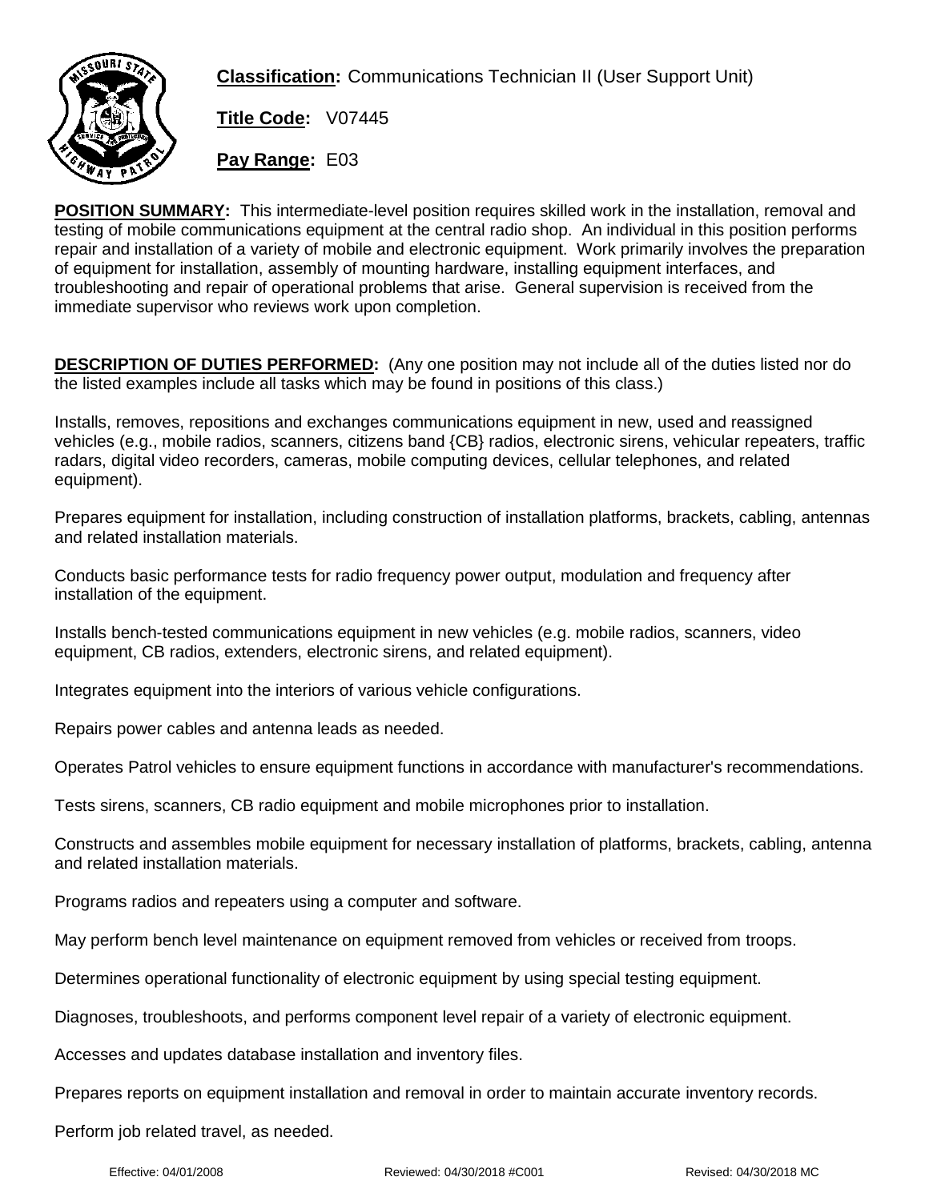**Classification:** Communications Technician II (User Support Unit)

**Title Code:** V07445

**Pay Range:** E03

**POSITION SUMMARY:** This intermediate-level position requires skilled work in the installation, removal and testing of mobile communications equipment at the central radio shop. An individual in this position performs repair and installation of a variety of mobile and electronic equipment. Work primarily involves the preparation of equipment for installation, assembly of mounting hardware, installing equipment interfaces, and troubleshooting and repair of operational problems that arise. General supervision is received from the immediate supervisor who reviews work upon completion.

**DESCRIPTION OF DUTIES PERFORMED:** (Any one position may not include all of the duties listed nor do the listed examples include all tasks which may be found in positions of this class.)

Installs, removes, repositions and exchanges communications equipment in new, used and reassigned vehicles (e.g., mobile radios, scanners, citizens band {CB} radios, electronic sirens, vehicular repeaters, traffic radars, digital video recorders, cameras, mobile computing devices, cellular telephones, and related equipment).

Prepares equipment for installation, including construction of installation platforms, brackets, cabling, antennas and related installation materials.

Conducts basic performance tests for radio frequency power output, modulation and frequency after installation of the equipment.

Installs bench-tested communications equipment in new vehicles (e.g. mobile radios, scanners, video equipment, CB radios, extenders, electronic sirens, and related equipment).

Integrates equipment into the interiors of various vehicle configurations.

Repairs power cables and antenna leads as needed.

Operates Patrol vehicles to ensure equipment functions in accordance with manufacturer's recommendations.

Tests sirens, scanners, CB radio equipment and mobile microphones prior to installation.

Constructs and assembles mobile equipment for necessary installation of platforms, brackets, cabling, antenna and related installation materials.

Programs radios and repeaters using a computer and software.

May perform bench level maintenance on equipment removed from vehicles or received from troops.

Determines operational functionality of electronic equipment by using special testing equipment.

Diagnoses, troubleshoots, and performs component level repair of a variety of electronic equipment.

Accesses and updates database installation and inventory files.

Prepares reports on equipment installation and removal in order to maintain accurate inventory records.

Perform job related travel, as needed.

Effective: 04/01/2008 Reviewed: 04/30/2018 #C001 Revised: 04/30/2018 MC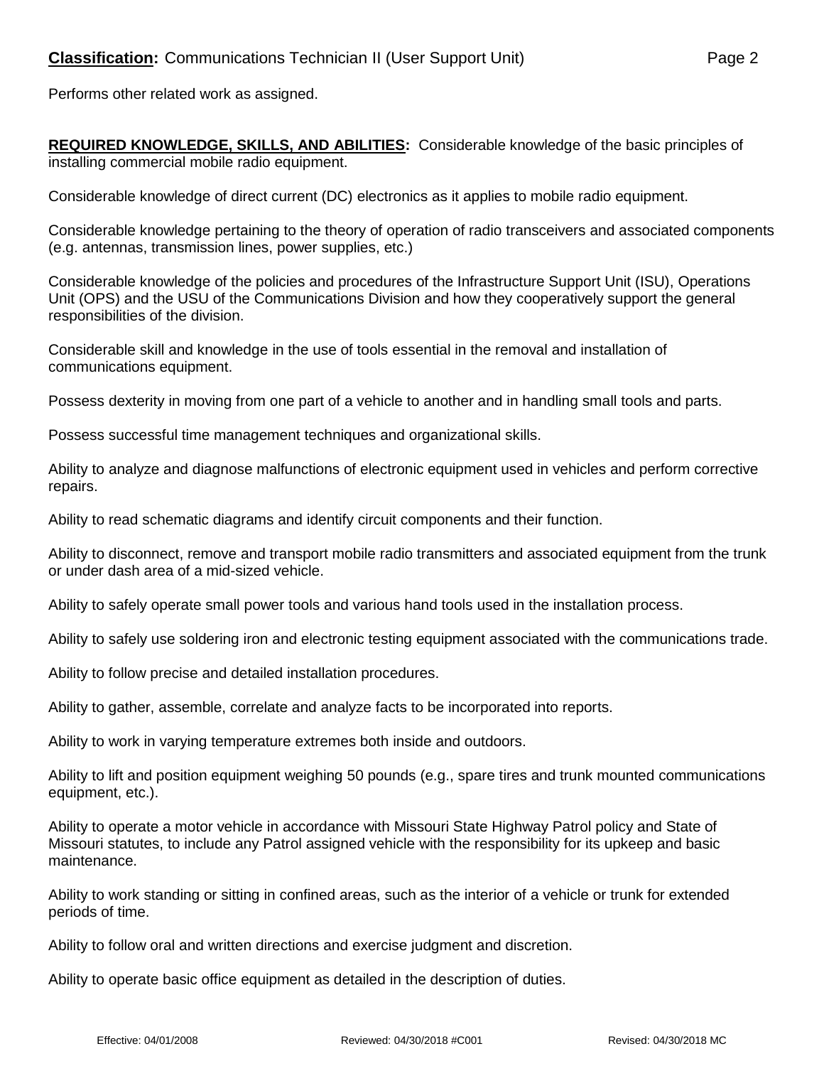Performs other related work as assigned.

**REQUIRED KNOWLEDGE, SKILLS, AND ABILITIES:** Considerable knowledge of the basic principles of installing commercial mobile radio equipment.

Considerable knowledge of direct current (DC) electronics as it applies to mobile radio equipment.

Considerable knowledge pertaining to the theory of operation of radio transceivers and associated components (e.g. antennas, transmission lines, power supplies, etc.)

Considerable knowledge of the policies and procedures of the Infrastructure Support Unit (ISU), Operations Unit (OPS) and the USU of the Communications Division and how they cooperatively support the general responsibilities of the division.

Considerable skill and knowledge in the use of tools essential in the removal and installation of communications equipment.

Possess dexterity in moving from one part of a vehicle to another and in handling small tools and parts.

Possess successful time management techniques and organizational skills.

Ability to analyze and diagnose malfunctions of electronic equipment used in vehicles and perform corrective repairs.

Ability to read schematic diagrams and identify circuit components and their function.

Ability to disconnect, remove and transport mobile radio transmitters and associated equipment from the trunk or under dash area of a mid-sized vehicle.

Ability to safely operate small power tools and various hand tools used in the installation process.

Ability to safely use soldering iron and electronic testing equipment associated with the communications trade.

Ability to follow precise and detailed installation procedures.

Ability to gather, assemble, correlate and analyze facts to be incorporated into reports.

Ability to work in varying temperature extremes both inside and outdoors.

Ability to lift and position equipment weighing 50 pounds (e.g., spare tires and trunk mounted communications equipment, etc.).

Ability to operate a motor vehicle in accordance with Missouri State Highway Patrol policy and State of Missouri statutes, to include any Patrol assigned vehicle with the responsibility for its upkeep and basic maintenance.

Ability to work standing or sitting in confined areas, such as the interior of a vehicle or trunk for extended periods of time.

Ability to follow oral and written directions and exercise judgment and discretion.

Ability to operate basic office equipment as detailed in the description of duties.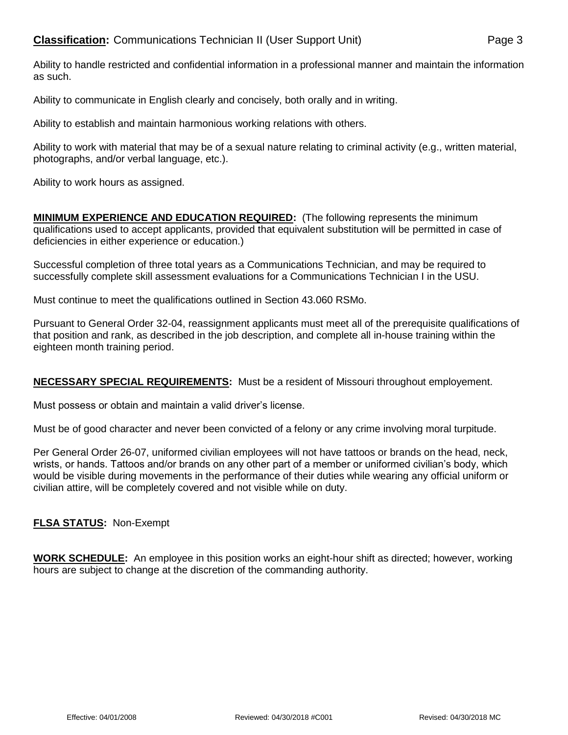Ability to handle restricted and confidential information in a professional manner and maintain the information as such.

Ability to communicate in English clearly and concisely, both orally and in writing.

Ability to establish and maintain harmonious working relations with others.

Ability to work with material that may be of a sexual nature relating to criminal activity (e.g., written material, photographs, and/or verbal language, etc.).

Ability to work hours as assigned.

**MINIMUM EXPERIENCE AND EDUCATION REQUIRED:** (The following represents the minimum qualifications used to accept applicants, provided that equivalent substitution will be permitted in case of deficiencies in either experience or education.)

Successful completion of three total years as a Communications Technician, and may be required to successfully complete skill assessment evaluations for a Communications Technician I in the USU.

Must continue to meet the qualifications outlined in Section 43.060 RSMo.

Pursuant to General Order 32-04, reassignment applicants must meet all of the prerequisite qualifications of that position and rank, as described in the job description, and complete all in-house training within the eighteen month training period.

**NECESSARY SPECIAL REQUIREMENTS:** Must be a resident of Missouri throughout employement.

Must possess or obtain and maintain a valid driver's license.

Must be of good character and never been convicted of a felony or any crime involving moral turpitude.

Per General Order 26-07, uniformed civilian employees will not have tattoos or brands on the head, neck, wrists, or hands. Tattoos and/or brands on any other part of a member or uniformed civilian's body, which would be visible during movements in the performance of their duties while wearing any official uniform or civilian attire, will be completely covered and not visible while on duty.

**FLSA STATUS:** Non-Exempt

**WORK SCHEDULE:** An employee in this position works an eight-hour shift as directed; however, working hours are subject to change at the discretion of the commanding authority.